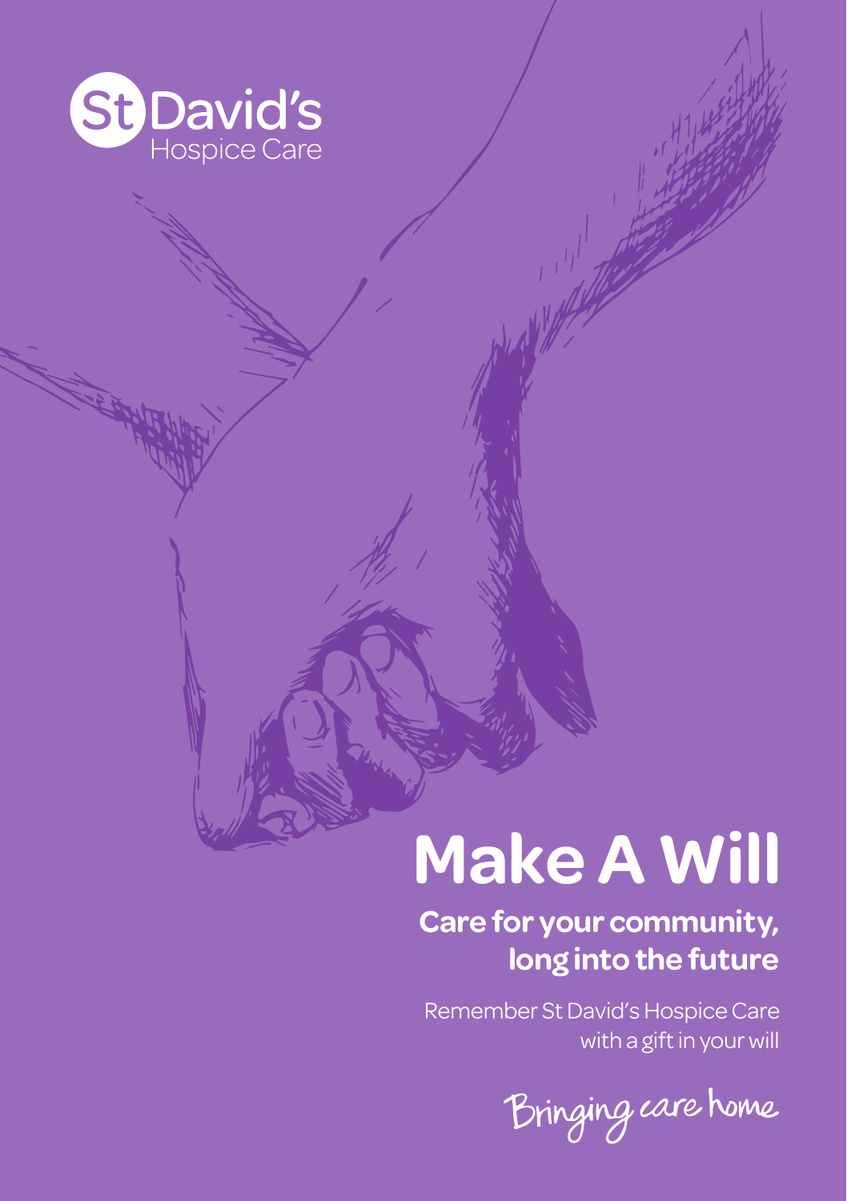St David's Hospice Care

# Make A Will

## Care for your community, long into the future

Remember St David's Hospice Care with a gift in your will

Bringing care home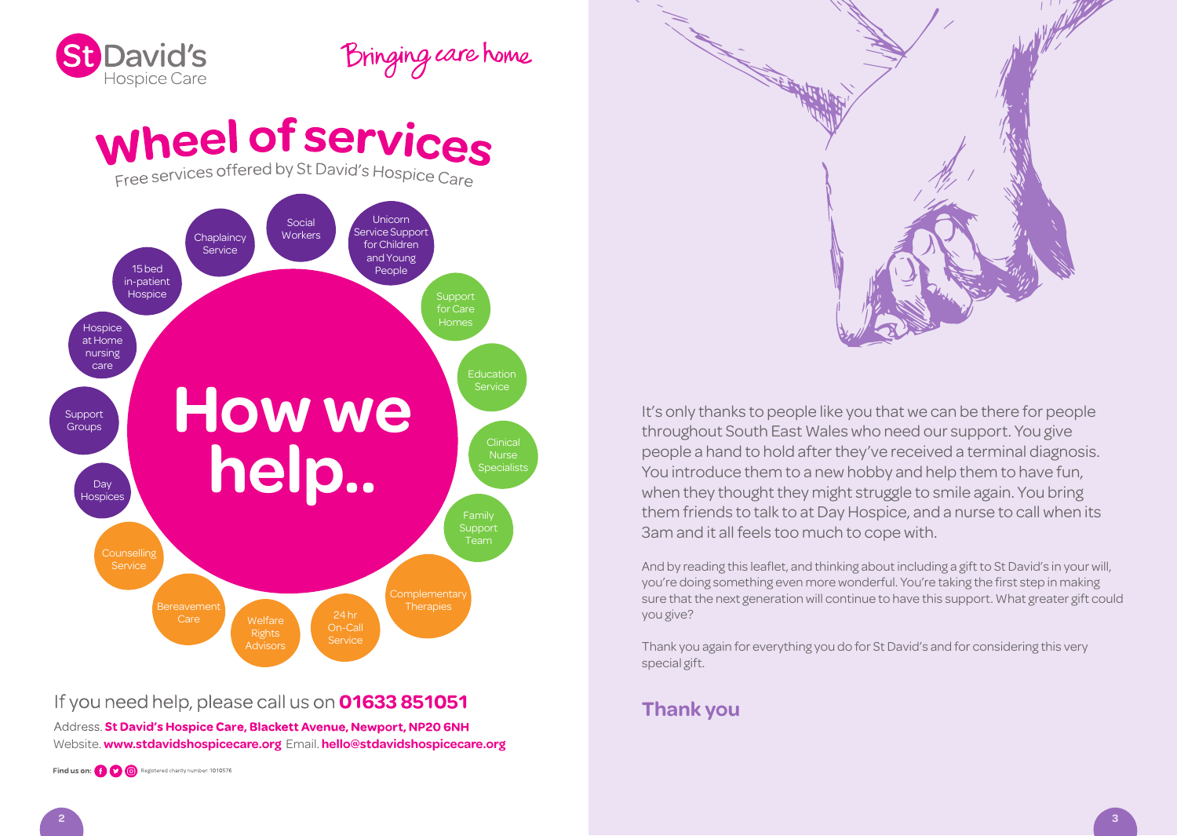St David's Hospice Care

Bringing care home

# Wheel of services

Free services offered by St David's Hospice Care

## How we help..

- Social Workers
- Unicorn Service Support for Children and Young People
- Support for Care Homes
- Education Service
- Clinical Nurse Specialists
- Family Support Team
- Complementary Therapies
- 24 hr On-Call Service
- Welfare Rights Advisors
- Bereavement Care
- Counselling Service
- Day Hospices
- Support Groups
- Hospice at Home nursing care
- 15 bed in-patient Hospice
- Chaplaincy Service

If you need help, please call us on **01633 851051**

Address. **St David's Hospice Care, Blackett Avenue, Newport, NP20 6NH**
Website. **www.stdavidshospicecare.org** Email. **hello@stdavidshospicecare.org**

**Find us on:** Registered charity number: 1010576

It's only thanks to people like you that we can be there for people throughout South East Wales who need our support. You give people a hand to hold after they've received a terminal diagnosis. You introduce them to a new hobby and help them to have fun, when they thought they might struggle to smile again. You bring them friends to talk to at Day Hospice, and a nurse to call when its 3am and it all feels too much to cope with.

And by reading this leaflet, and thinking about including a gift to St David's in your will, you're doing something even more wonderful. You're taking the first step in making sure that the next generation will continue to have this support. What greater gift could you give?

Thank you again for everything you do for St David's and for considering this very special gift.

**Thank you**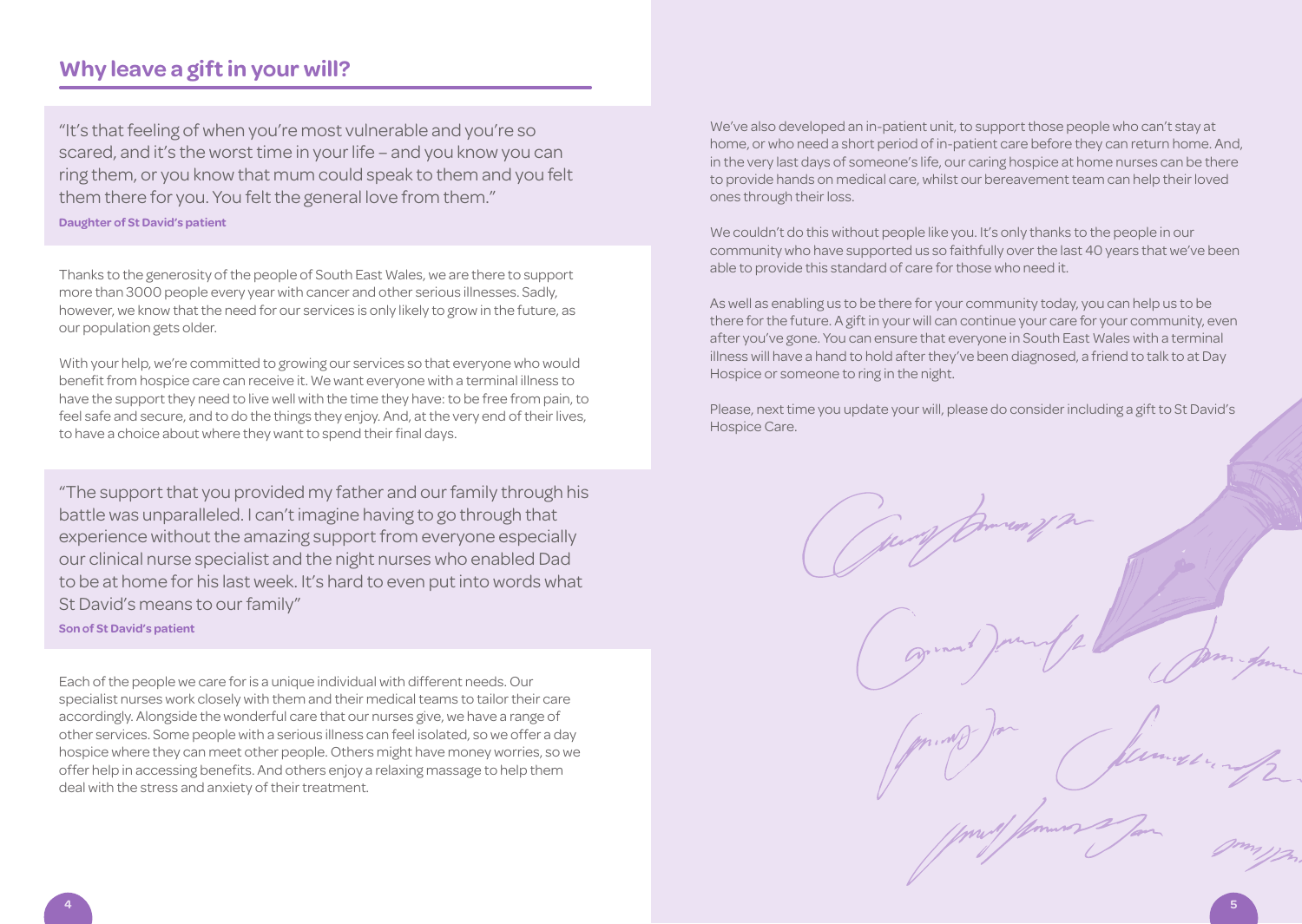## Why leave a gift in your will?

> "It's that feeling of when you're most vulnerable and you're so scared, and it's the worst time in your life – and you know you can ring them, or you know that mum could speak to them and you felt them there for you. You felt the general love from them."
>
> **Daughter of St David's patient**

Thanks to the generosity of the people of South East Wales, we are there to support more than 3000 people every year with cancer and other serious illnesses. Sadly, however, we know that the need for our services is only likely to grow in the future, as our population gets older.

With your help, we're committed to growing our services so that everyone who would benefit from hospice care can receive it. We want everyone with a terminal illness to have the support they need to live well with the time they have: to be free from pain, to feel safe and secure, and to do the things they enjoy. And, at the very end of their lives, to have a choice about where they want to spend their final days.

> "The support that you provided my father and our family through his battle was unparalleled. I can't imagine having to go through that experience without the amazing support from everyone especially our clinical nurse specialist and the night nurses who enabled Dad to be at home for his last week. It's hard to even put into words what St David's means to our family"
>
> **Son of St David's patient**

Each of the people we care for is a unique individual with different needs. Our specialist nurses work closely with them and their medical teams to tailor their care accordingly. Alongside the wonderful care that our nurses give, we have a range of other services. Some people with a serious illness can feel isolated, so we offer a day hospice where they can meet other people. Others might have money worries, so we offer help in accessing benefits. And others enjoy a relaxing massage to help them deal with the stress and anxiety of their treatment.

We've also developed an in-patient unit, to support those people who can't stay at home, or who need a short period of in-patient care before they can return home. And, in the very last days of someone's life, our caring hospice at home nurses can be there to provide hands on medical care, whilst our bereavement team can help their loved ones through their loss.

We couldn't do this without people like you. It's only thanks to the people in our community who have supported us so faithfully over the last 40 years that we've been able to provide this standard of care for those who need it.

As well as enabling us to be there for your community today, you can help us to be there for the future. A gift in your will can continue your care for your community, even after you've gone. You can ensure that everyone in South East Wales with a terminal illness will have a hand to hold after they've been diagnosed, a friend to talk to at Day Hospice or someone to ring in the night.

Please, next time you update your will, please do consider including a gift to St David's Hospice Care.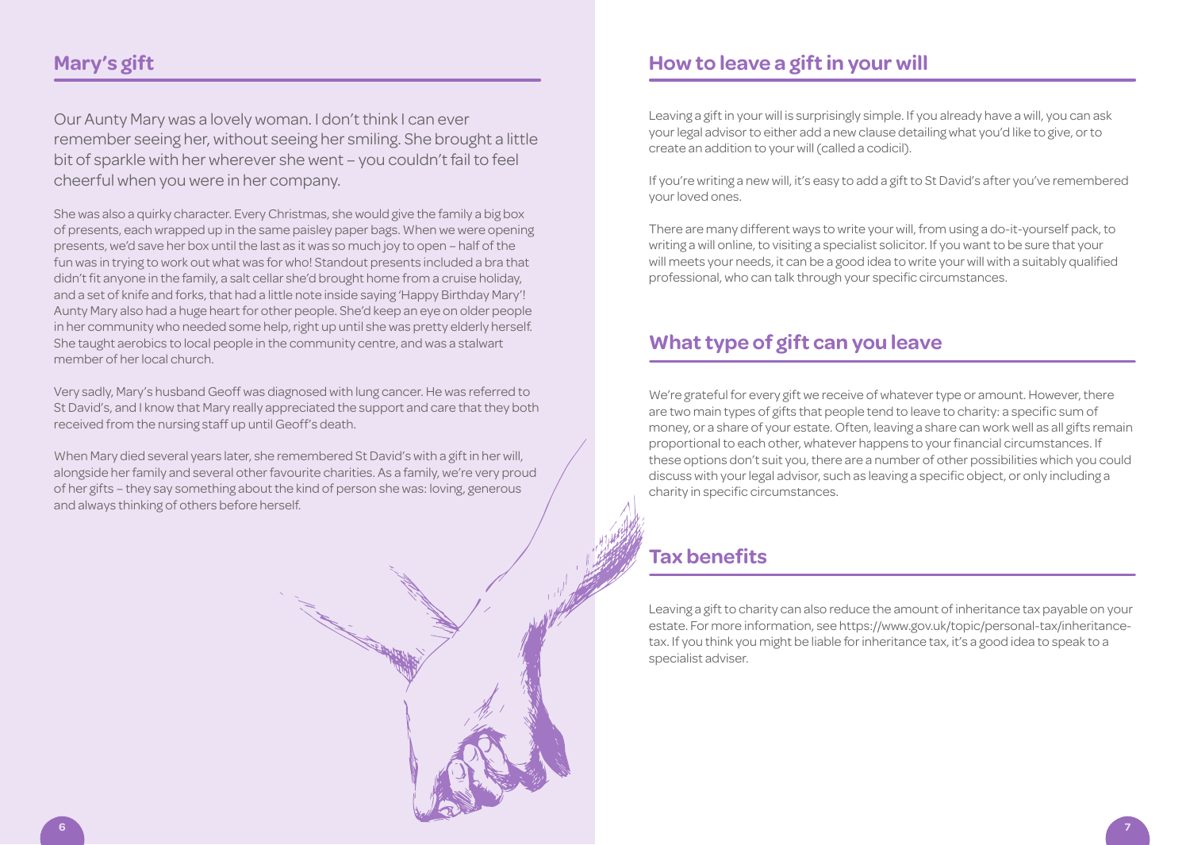## Mary's gift

Our Aunty Mary was a lovely woman. I don't think I can ever remember seeing her, without seeing her smiling. She brought a little bit of sparkle with her wherever she went – you couldn't fail to feel cheerful when you were in her company.

She was also a quirky character. Every Christmas, she would give the family a big box of presents, each wrapped up in the same paisley paper bags. When we were opening presents, we'd save her box until the last as it was so much joy to open – half of the fun was in trying to work out what was for who! Standout presents included a bra that didn't fit anyone in the family, a salt cellar she'd brought home from a cruise holiday, and a set of knife and forks, that had a little note inside saying 'Happy Birthday Mary'! Aunty Mary also had a huge heart for other people. She'd keep an eye on older people in her community who needed some help, right up until she was pretty elderly herself. She taught aerobics to local people in the community centre, and was a stalwart member of her local church.

Very sadly, Mary's husband Geoff was diagnosed with lung cancer. He was referred to St David's, and I know that Mary really appreciated the support and care that they both received from the nursing staff up until Geoff's death.

When Mary died several years later, she remembered St David's with a gift in her will, alongside her family and several other favourite charities. As a family, we're very proud of her gifts – they say something about the kind of person she was: loving, generous and always thinking of others before herself.

## How to leave a gift in your will

Leaving a gift in your will is surprisingly simple. If you already have a will, you can ask your legal advisor to either add a new clause detailing what you'd like to give, or to create an addition to your will (called a codicil).

If you're writing a new will, it's easy to add a gift to St David's after you've remembered your loved ones.

There are many different ways to write your will, from using a do-it-yourself pack, to writing a will online, to visiting a specialist solicitor. If you want to be sure that your will meets your needs, it can be a good idea to write your will with a suitably qualified professional, who can talk through your specific circumstances.

## What type of gift can you leave

We're grateful for every gift we receive of whatever type or amount. However, there are two main types of gifts that people tend to leave to charity: a specific sum of money, or a share of your estate. Often, leaving a share can work well as all gifts remain proportional to each other, whatever happens to your financial circumstances. If these options don't suit you, there are a number of other possibilities which you could discuss with your legal advisor, such as leaving a specific object, or only including a charity in specific circumstances.

## Tax benefits

Leaving a gift to charity can also reduce the amount of inheritance tax payable on your estate. For more information, see https://www.gov.uk/topic/personal-tax/inheritance-tax. If you think you might be liable for inheritance tax, it's a good idea to speak to a specialist adviser.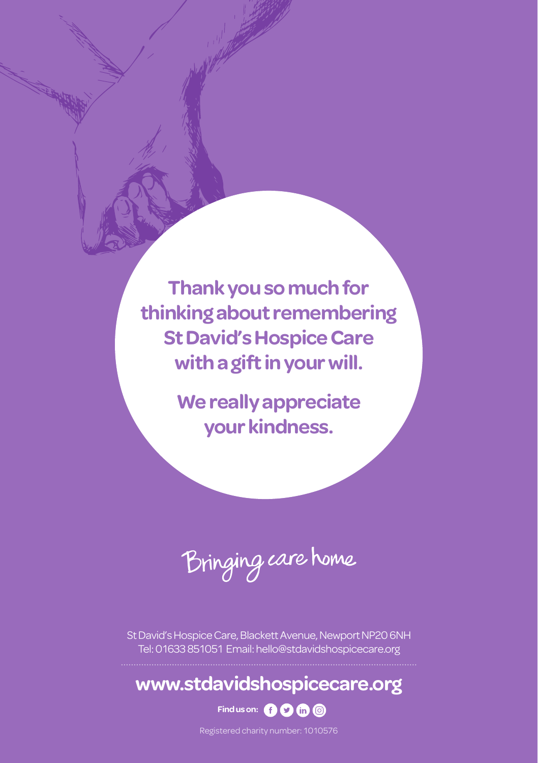**Thank you so much for thinking about remembering St David's Hospice Care with a gift in your will.**

**We really appreciate your kindness.**

Bringing care home

St David's Hospice Care, Blackett Avenue, Newport NP20 6NH
Tel: 01633 851051 Email: hello@stdavidshospicecare.org

**www.stdavidshospicecare.org**

**Find us on:**

Registered charity number: 1010576